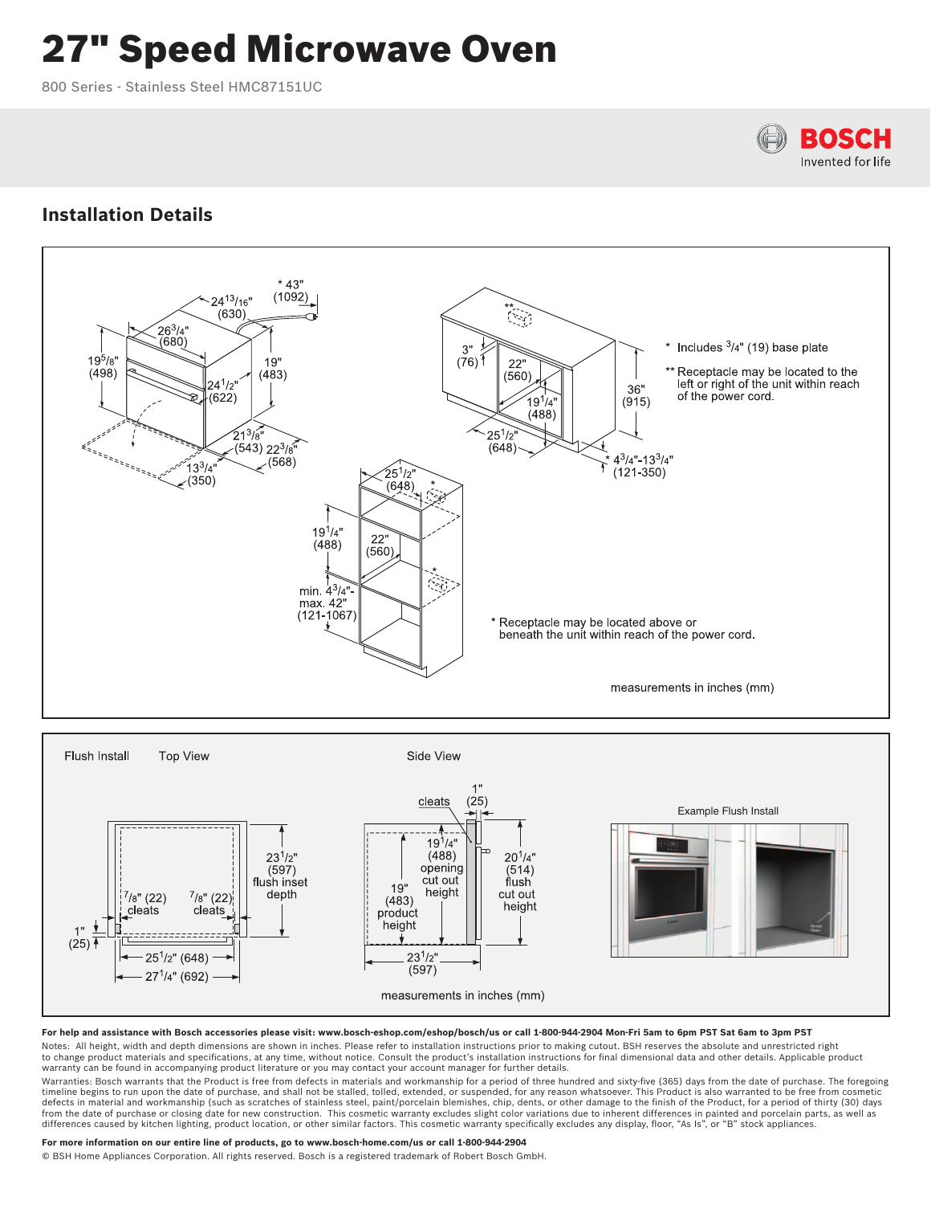# 27" Speed Microwave Oven

800 Series - Stainless Steel HMC87151UC

BOSCH
Invented for life

## Installation Details

\* Includes 3/4" (19) base plate

** Receptacle may be located to the left or right of the unit within reach of the power cord.

\* Receptacle may be located above or beneath the unit within reach of the power cord.

measurements in inches (mm)

Flush Install

Top View

Side View

Example Flush Install

measurements in inches (mm)

**For help and assistance with Bosch accessories please visit: www.bosch-eshop.com/eshop/bosch/us or call 1-800-944-2904 Mon-Fri 5am to 6pm PST Sat 6am to 3pm PST**

Notes: All height, width and depth dimensions are shown in inches. Please refer to installation instructions prior to making cutout. BSH reserves the absolute and unrestricted right to change product materials and specifications, at any time, without notice. Consult the product's installation instructions for final dimensional data and other details. Applicable product warranty can be found in accompanying product literature or you may contact your account manager for further details.

Warranties: Bosch warrants that the Product is free from defects in materials and workmanship for a period of three hundred and sixty-five (365) days from the date of purchase. The foregoing timeline begins to run upon the date of purchase, and shall not be stalled, tolled, extended, or suspended, for any reason whatsoever. This Product is also warranted to be free from cosmetic defects in material and workmanship (such as scratches of stainless steel, paint/porcelain blemishes, chip, dents, or other damage to the finish of the Product, for a period of thirty (30) days from the date of purchase or closing date for new construction. This cosmetic warranty excludes slight color variations due to inherent differences in painted and porcelain parts, as well as differences caused by kitchen lighting, product location, or other similar factors. This cosmetic warranty specifically excludes any display, floor, "As Is", or "B" stock appliances.

**For more information on our entire line of products, go to www.bosch-home.com/us or call 1-800-944-2904**

© BSH Home Appliances Corporation. All rights reserved. Bosch is a registered trademark of Robert Bosch GmbH.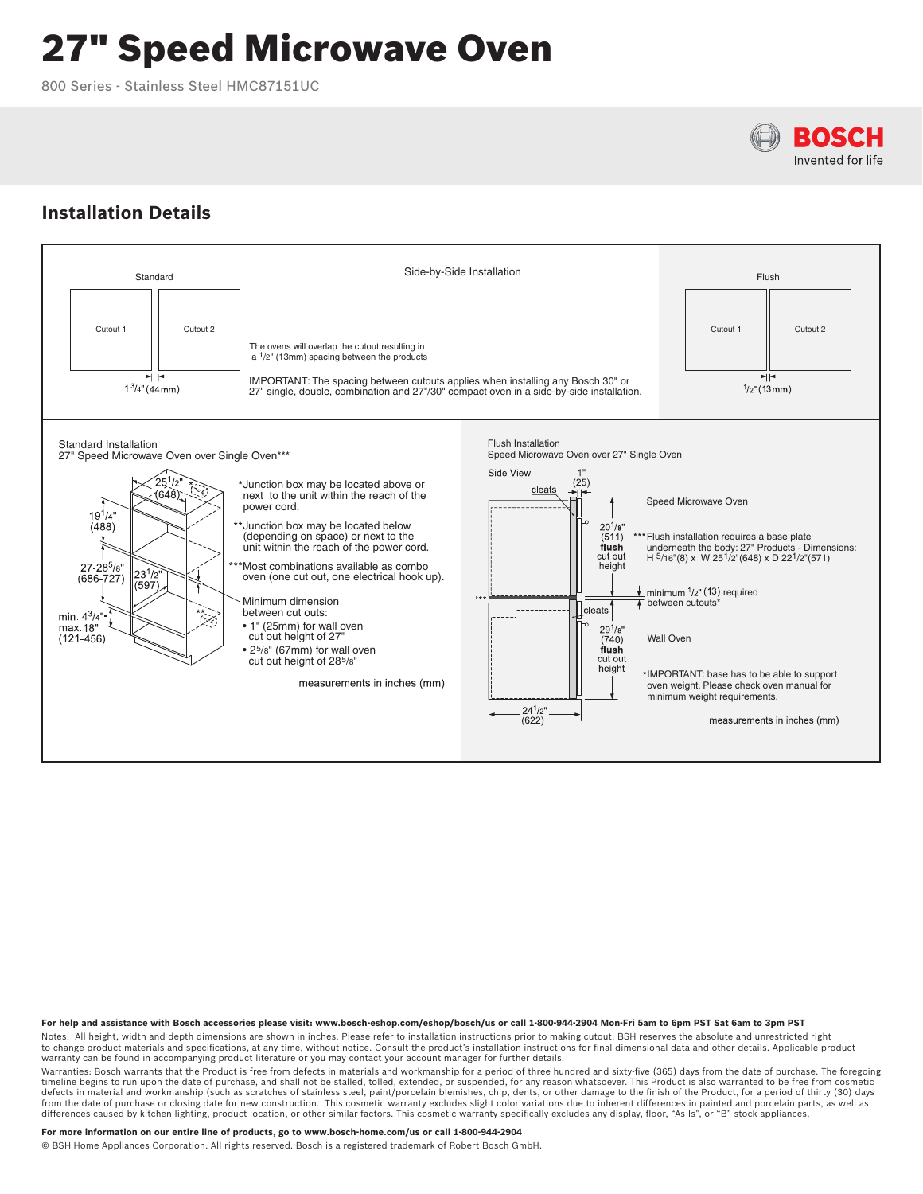# 27" Speed Microwave Oven

800 Series - Stainless Steel HMC87151UC

BOSCH
Invented for life

## Installation Details

Side-by-Side Installation

Standard

Cutout 1
Cutout 2

1 3/4" (44 mm)

The ovens will overlap the cutout resulting in a 1/2" (13mm) spacing between the products

IMPORTANT: The spacing between cutouts applies when installing any Bosch 30" or 27" single, double, combination and 27"/30" compact oven in a side-by-side installation.

Flush

Cutout 1
Cutout 2

1/2" (13 mm)

Standard Installation
27" Speed Microwave Oven over Single Oven***

25 1/2" (648)
19 1/4" (488)
27-28 5/8" (686-727)
23 1/2" (597)
min. 4 3/4"- max. 18" (121-456)

*Junction box may be located above or next to the unit within the reach of the power cord.

**Junction box may be located below (depending on space) or next to the unit within the reach of the power cord.

***Most combinations available as combo oven (one cut out, one electrical hook up).

Minimum dimension between cut outs:

- 1" (25mm) for wall oven cut out height of 27"
- 2 5/8" (67mm) for wall oven cut out height of 28 5/8"

measurements in inches (mm)

Flush Installation
Speed Microwave Oven over 27" Single Oven

Side View

1" (25)
cleats

Speed Microwave Oven

20 1/8" (511) **flush** cut out height

***Flush installation requires a base plate underneath the body: 27" Products - Dimensions: H 5/16"(8) x W 25 1/2"(648) x D 22 1/2"(571)

minimum 1/2" (13) required between cutouts*

cleats

29 1/8" (740) **flush** cut out height

Wall Oven

*IMPORTANT: base has to be able to support oven weight. Please check oven manual for minimum weight requirements.

24 1/2" (622)

measurements in inches (mm)

**For help and assistance with Bosch accessories please visit: www.bosch-eshop.com/eshop/bosch/us or call 1-800-944-2904 Mon-Fri 5am to 6pm PST Sat 6am to 3pm PST**

Notes: All height, width and depth dimensions are shown in inches. Please refer to installation instructions prior to making cutout. BSH reserves the absolute and unrestricted right to change product materials and specifications, at any time, without notice. Consult the product's installation instructions for final dimensional data and other details. Applicable product warranty can be found in accompanying product literature or you may contact your account manager for further details.

Warranties: Bosch warrants that the Product is free from defects in materials and workmanship for a period of three hundred and sixty-five (365) days from the date of purchase. The foregoing timeline begins to run upon the date of purchase, and shall not be stalled, tolled, extended, or suspended, for any reason whatsoever. This Product is also warranted to be free from cosmetic defects in material and workmanship (such as scratches of stainless steel, paint/porcelain blemishes, chip, dents, or other damage to the finish of the Product, for a period of thirty (30) days from the date of purchase or closing date for new construction. This cosmetic warranty excludes slight color variations due to inherent differences in painted and porcelain parts, as well as differences caused by kitchen lighting, product location, or other similar factors. This cosmetic warranty specifically excludes any display, floor, "As Is", or "B" stock appliances.

**For more information on our entire line of products, go to www.bosch-home.com/us or call 1-800-944-2904**

© BSH Home Appliances Corporation. All rights reserved. Bosch is a registered trademark of Robert Bosch GmbH.